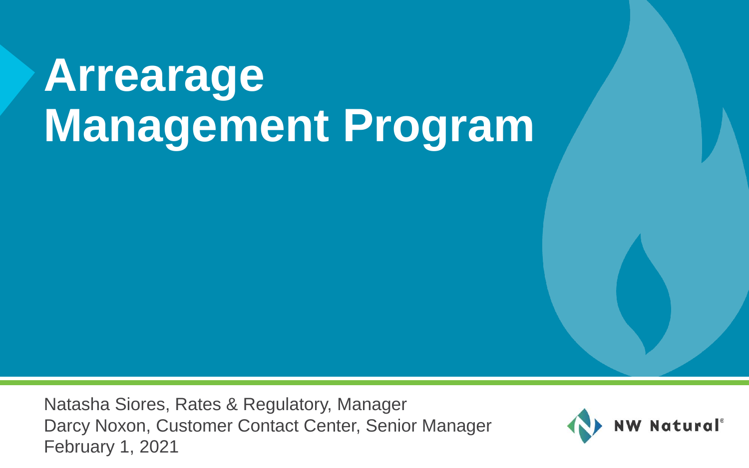# Arrearage Management Program

Natasha Siores, Rates & Regulatory, Manager
Darcy Noxon, Customer Contact Center, Senior Manager
February 1, 2021

NW Natural®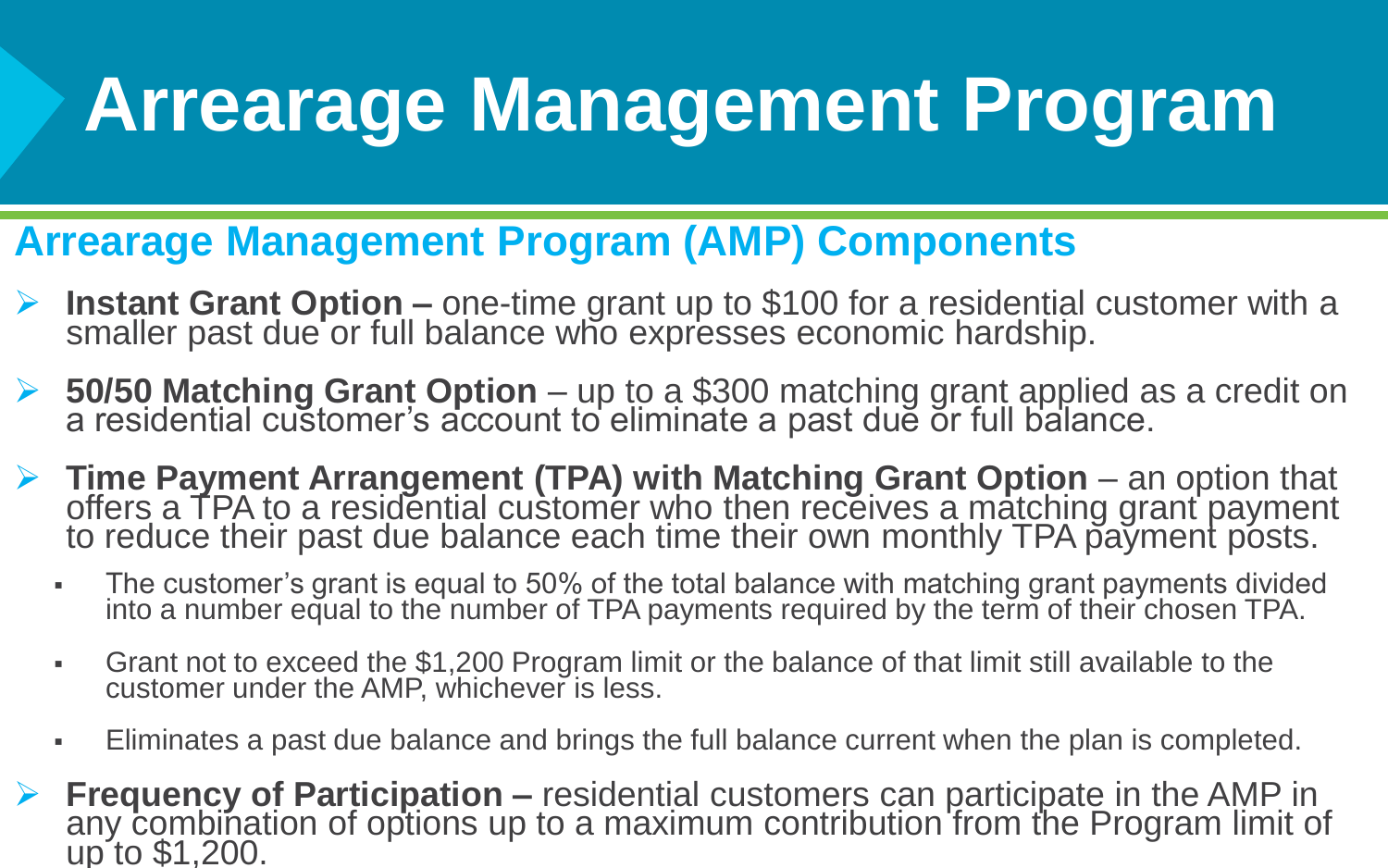# Arrearage Management Program

## Arrearage Management Program (AMP) Components

- **Instant Grant Option –** one-time grant up to $100 for a residential customer with a smaller past due or full balance who expresses economic hardship.
- **50/50 Matching Grant Option** – up to a $300 matching grant applied as a credit on a residential customer's account to eliminate a past due or full balance.
- **Time Payment Arrangement (TPA) with Matching Grant Option** – an option that offers a TPA to a residential customer who then receives a matching grant payment to reduce their past due balance each time their own monthly TPA payment posts.
  - The customer's grant is equal to 50% of the total balance with matching grant payments divided into a number equal to the number of TPA payments required by the term of their chosen TPA.
  - Grant not to exceed the $1,200 Program limit or the balance of that limit still available to the customer under the AMP, whichever is less.
  - Eliminates a past due balance and brings the full balance current when the plan is completed.
- **Frequency of Participation –** residential customers can participate in the AMP in any combination of options up to a maximum contribution from the Program limit of up to $1,200.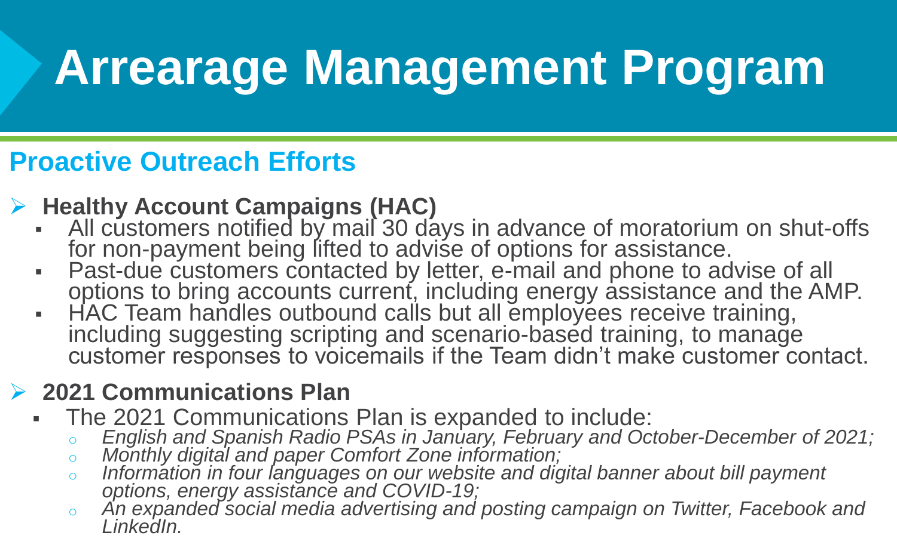# Arrearage Management Program

## Proactive Outreach Efforts

- **Healthy Account Campaigns (HAC)**
  - All customers notified by mail 30 days in advance of moratorium on shut-offs for non-payment being lifted to advise of options for assistance.
  - Past-due customers contacted by letter, e-mail and phone to advise of all options to bring accounts current, including energy assistance and the AMP.
  - HAC Team handles outbound calls but all employees receive training, including suggesting scripting and scenario-based training, to manage customer responses to voicemails if the Team didn't make customer contact.

- **2021 Communications Plan**
  - The 2021 Communications Plan is expanded to include:
    - *English and Spanish Radio PSAs in January, February and October-December of 2021;*
    - *Monthly digital and paper Comfort Zone information;*
    - *Information in four languages on our website and digital banner about bill payment options, energy assistance and COVID-19;*
    - *An expanded social media advertising and posting campaign on Twitter, Facebook and LinkedIn.*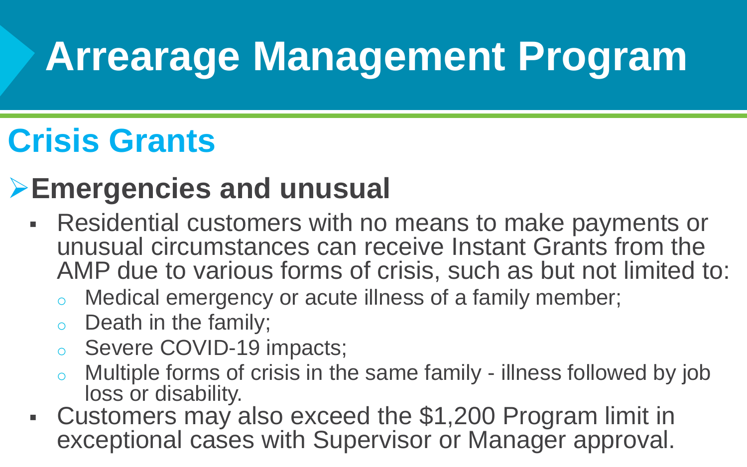# Arrearage Management Program

## Crisis Grants

### Emergencies and unusual

- Residential customers with no means to make payments or unusual circumstances can receive Instant Grants from the AMP due to various forms of crisis, such as but not limited to:
  - Medical emergency or acute illness of a family member;
  - Death in the family;
  - Severe COVID-19 impacts;
  - Multiple forms of crisis in the same family - illness followed by job loss or disability.
- Customers may also exceed the $1,200 Program limit in exceptional cases with Supervisor or Manager approval.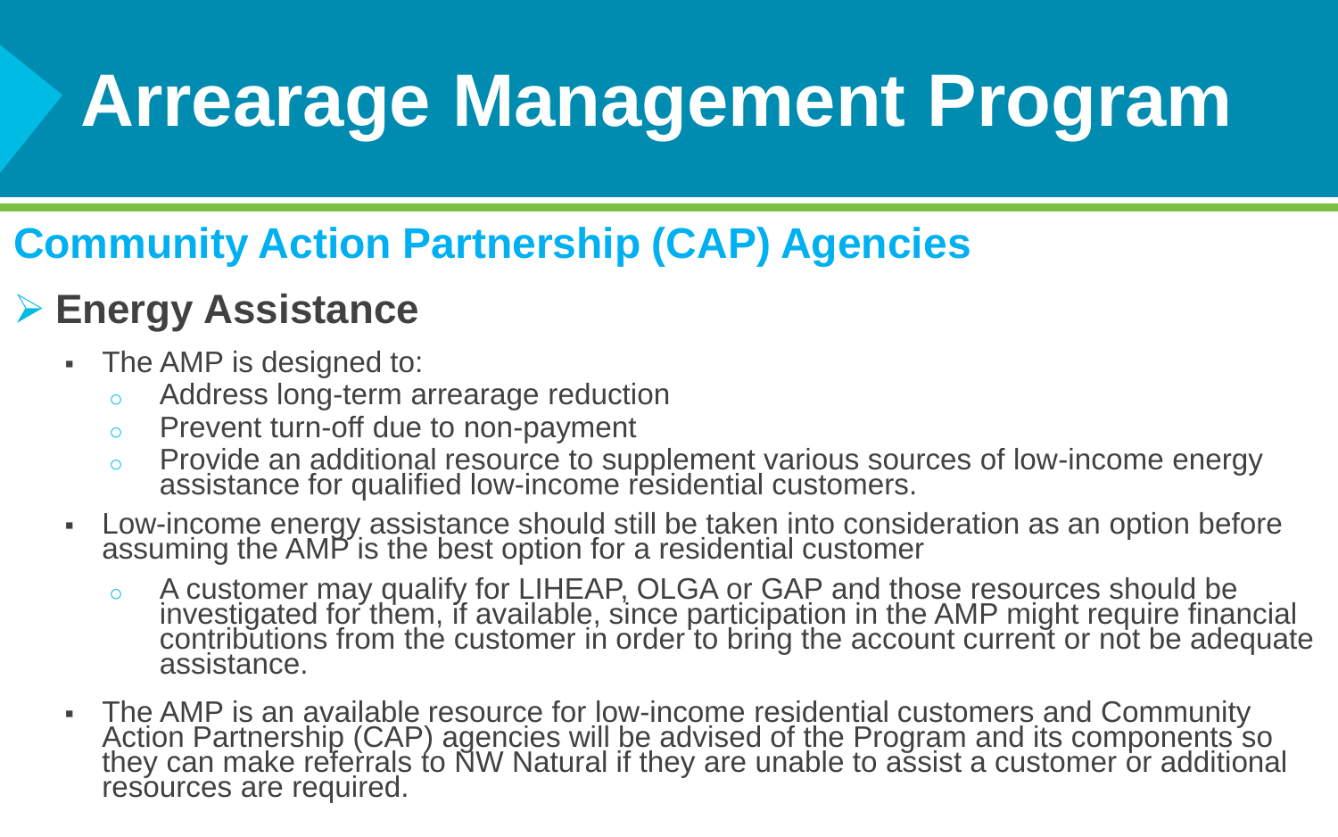# Arrearage Management Program

## Community Action Partnership (CAP) Agencies

### Energy Assistance

- The AMP is designed to:
  - Address long-term arrearage reduction
  - Prevent turn-off due to non-payment
  - Provide an additional resource to supplement various sources of low-income energy assistance for qualified low-income residential customers.
- Low-income energy assistance should still be taken into consideration as an option before assuming the AMP is the best option for a residential customer
  - A customer may qualify for LIHEAP, OLGA or GAP and those resources should be investigated for them, if available, since participation in the AMP might require financial contributions from the customer in order to bring the account current or not be adequate assistance.
- The AMP is an available resource for low-income residential customers and Community Action Partnership (CAP) agencies will be advised of the Program and its components so they can make referrals to NW Natural if they are unable to assist a customer or additional resources are required.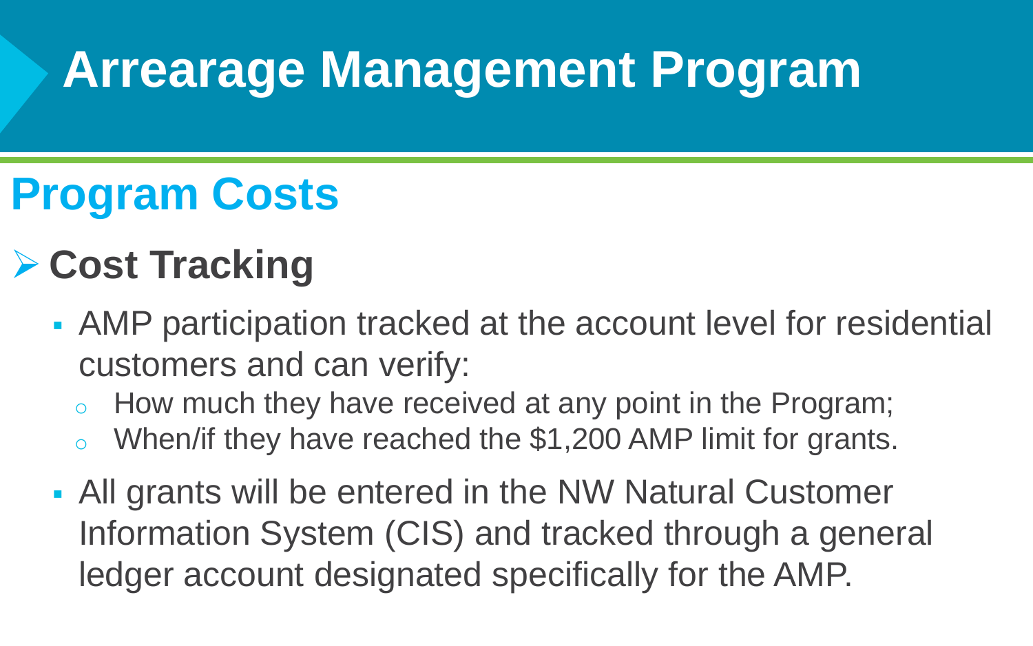# Arrearage Management Program

## Program Costs

### Cost Tracking

- AMP participation tracked at the account level for residential customers and can verify:
  - How much they have received at any point in the Program;
  - When/if they have reached the $1,200 AMP limit for grants.
- All grants will be entered in the NW Natural Customer Information System (CIS) and tracked through a general ledger account designated specifically for the AMP.